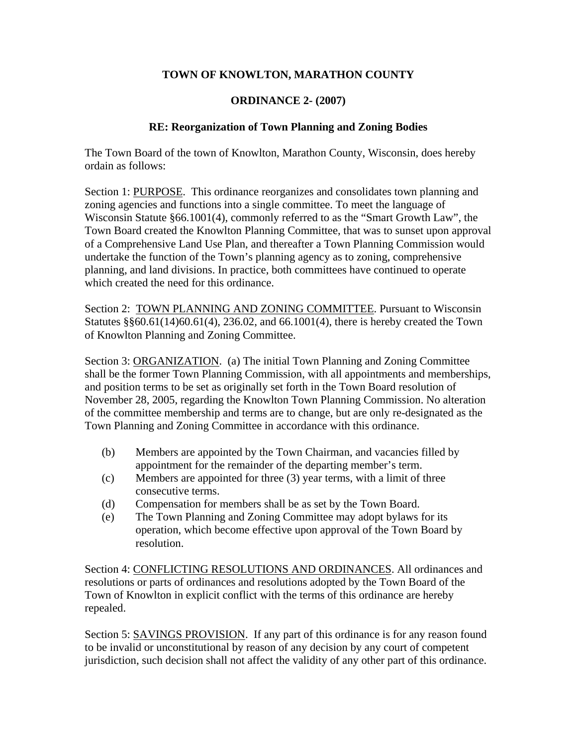# TOWN OF KNOWLTON, MARATHON COUNTY

## ORDINANCE 2- (2007)

### RE: Reorganization of Town Planning and Zoning Bodies

The Town Board of the town of Knowlton, Marathon County, Wisconsin, does hereby ordain as follows:

Section 1: PURPOSE. This ordinance reorganizes and consolidates town planning and zoning agencies and functions into a single committee. To meet the language of Wisconsin Statute §66.1001(4), commonly referred to as the "Smart Growth Law", the Town Board created the Knowlton Planning Committee, that was to sunset upon approval of a Comprehensive Land Use Plan, and thereafter a Town Planning Commission would undertake the function of the Town's planning agency as to zoning, comprehensive planning, and land divisions. In practice, both committees have continued to operate which created the need for this ordinance.

Section 2: TOWN PLANNING AND ZONING COMMITTEE. Pursuant to Wisconsin Statutes §§60.61(14)60.61(4), 236.02, and 66.1001(4), there is hereby created the Town of Knowlton Planning and Zoning Committee.

Section 3: ORGANIZATION. (a) The initial Town Planning and Zoning Committee shall be the former Town Planning Commission, with all appointments and memberships, and position terms to be set as originally set forth in the Town Board resolution of November 28, 2005, regarding the Knowlton Town Planning Commission. No alteration of the committee membership and terms are to change, but are only re-designated as the Town Planning and Zoning Committee in accordance with this ordinance.

(b) Members are appointed by the Town Chairman, and vacancies filled by appointment for the remainder of the departing member's term.

(c) Members are appointed for three (3) year terms, with a limit of three consecutive terms.

(d) Compensation for members shall be as set by the Town Board.

(e) The Town Planning and Zoning Committee may adopt bylaws for its operation, which become effective upon approval of the Town Board by resolution.

Section 4: CONFLICTING RESOLUTIONS AND ORDINANCES. All ordinances and resolutions or parts of ordinances and resolutions adopted by the Town Board of the Town of Knowlton in explicit conflict with the terms of this ordinance are hereby repealed.

Section 5: SAVINGS PROVISION. If any part of this ordinance is for any reason found to be invalid or unconstitutional by reason of any decision by any court of competent jurisdiction, such decision shall not affect the validity of any other part of this ordinance.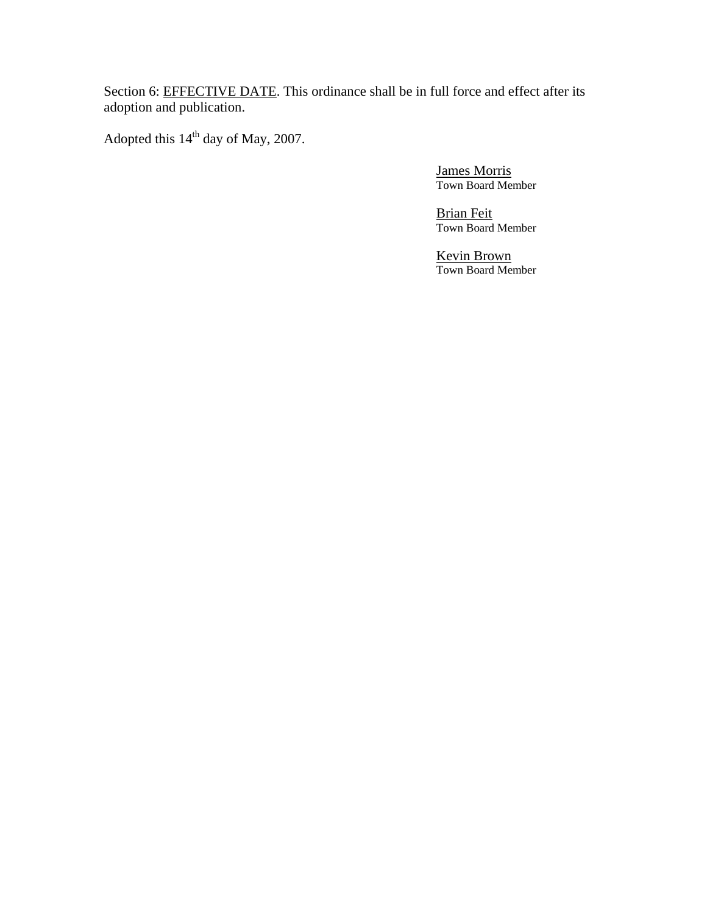Section 6: EFFECTIVE DATE. This ordinance shall be in full force and effect after its adoption and publication.

Adopted this 14th day of May, 2007.

James Morris
Town Board Member

Brian Feit
Town Board Member

Kevin Brown
Town Board Member